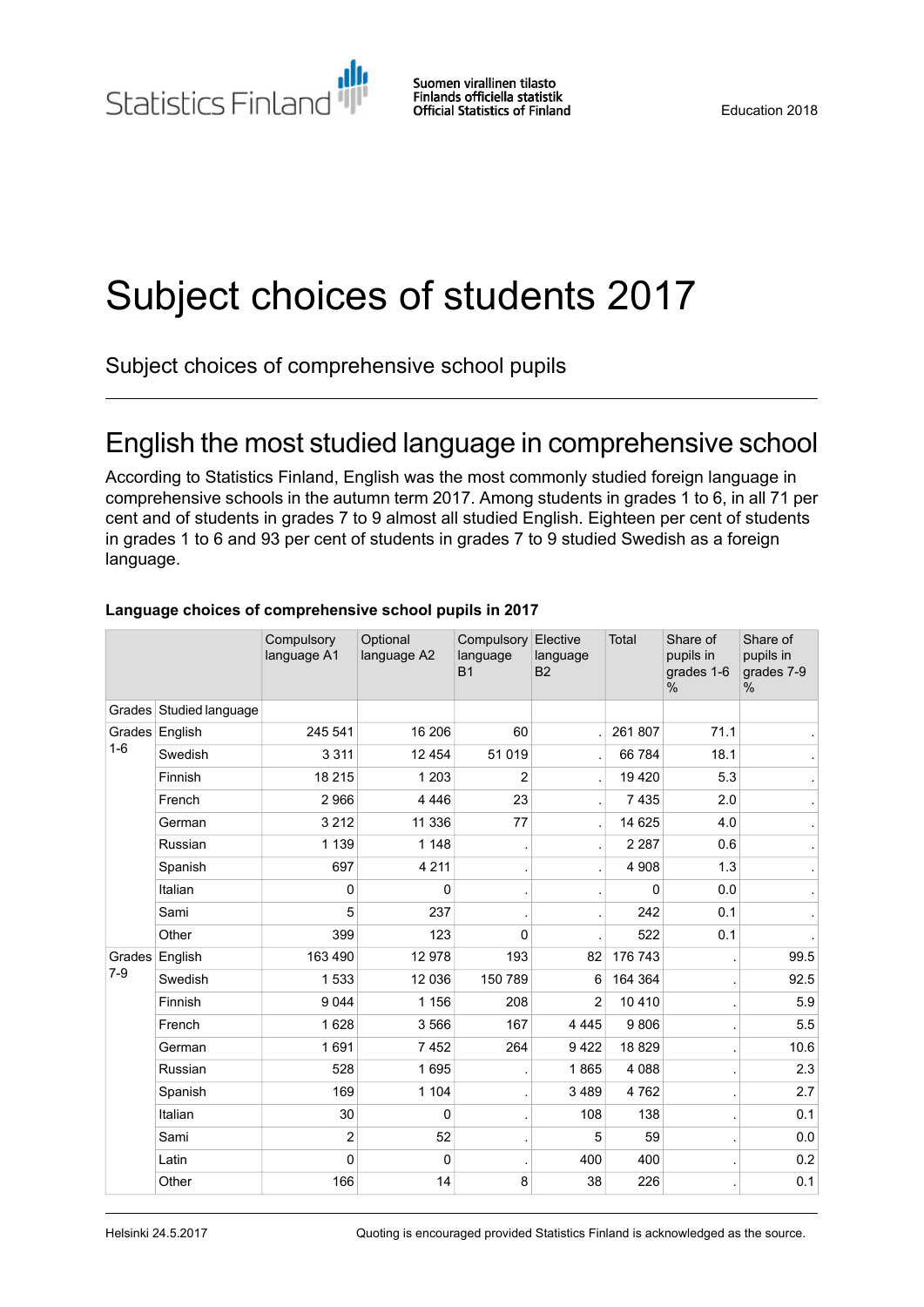Statistics Finland

Suomen virallinen tilasto
Finlands officiella statistik
Official Statistics of Finland

Education 2018

# Subject choices of students 2017

Subject choices of comprehensive school pupils

## English the most studied language in comprehensive school

According to Statistics Finland, English was the most commonly studied foreign language in comprehensive schools in the autumn term 2017. Among students in grades 1 to 6, in all 71 per cent and of students in grades 7 to 9 almost all studied English. Eighteen per cent of students in grades 1 to 6 and 93 per cent of students in grades 7 to 9 studied Swedish as a foreign language.

**Language choices of comprehensive school pupils in 2017**

| | | Compulsory language A1 | Optional language A2 | Compulsory language B1 | Elective language B2 | Total | Share of pupils in grades 1-6 % | Share of pupils in grades 7-9 % |
|---|---|---|---|---|---|---|---|---|
| Grades | Studied language | | | | | | | |
| Grades 1-6 | English | 245 541 | 16 206 | 60 | . | 261 807 | 71.1 | . |
| | Swedish | 3 311 | 12 454 | 51 019 | . | 66 784 | 18.1 | . |
| | Finnish | 18 215 | 1 203 | 2 | . | 19 420 | 5.3 | . |
| | French | 2 966 | 4 446 | 23 | . | 7 435 | 2.0 | . |
| | German | 3 212 | 11 336 | 77 | . | 14 625 | 4.0 | . |
| | Russian | 1 139 | 1 148 | . | . | 2 287 | 0.6 | . |
| | Spanish | 697 | 4 211 | . | . | 4 908 | 1.3 | . |
| | Italian | 0 | 0 | . | . | 0 | 0.0 | . |
| | Sami | 5 | 237 | . | . | 242 | 0.1 | . |
| | Other | 399 | 123 | 0 | . | 522 | 0.1 | . |
| Grades 7-9 | English | 163 490 | 12 978 | 193 | 82 | 176 743 | . | 99.5 |
| | Swedish | 1 533 | 12 036 | 150 789 | 6 | 164 364 | . | 92.5 |
| | Finnish | 9 044 | 1 156 | 208 | 2 | 10 410 | . | 5.9 |
| | French | 1 628 | 3 566 | 167 | 4 445 | 9 806 | . | 5.5 |
| | German | 1 691 | 7 452 | 264 | 9 422 | 18 829 | . | 10.6 |
| | Russian | 528 | 1 695 | . | 1 865 | 4 088 | . | 2.3 |
| | Spanish | 169 | 1 104 | . | 3 489 | 4 762 | . | 2.7 |
| | Italian | 30 | 0 | . | 108 | 138 | . | 0.1 |
| | Sami | 2 | 52 | . | 5 | 59 | . | 0.0 |
| | Latin | 0 | 0 | . | 400 | 400 | . | 0.2 |
| | Other | 166 | 14 | 8 | 38 | 226 | . | 0.1 |

Helsinki 24.5.2017

Quoting is encouraged provided Statistics Finland is acknowledged as the source.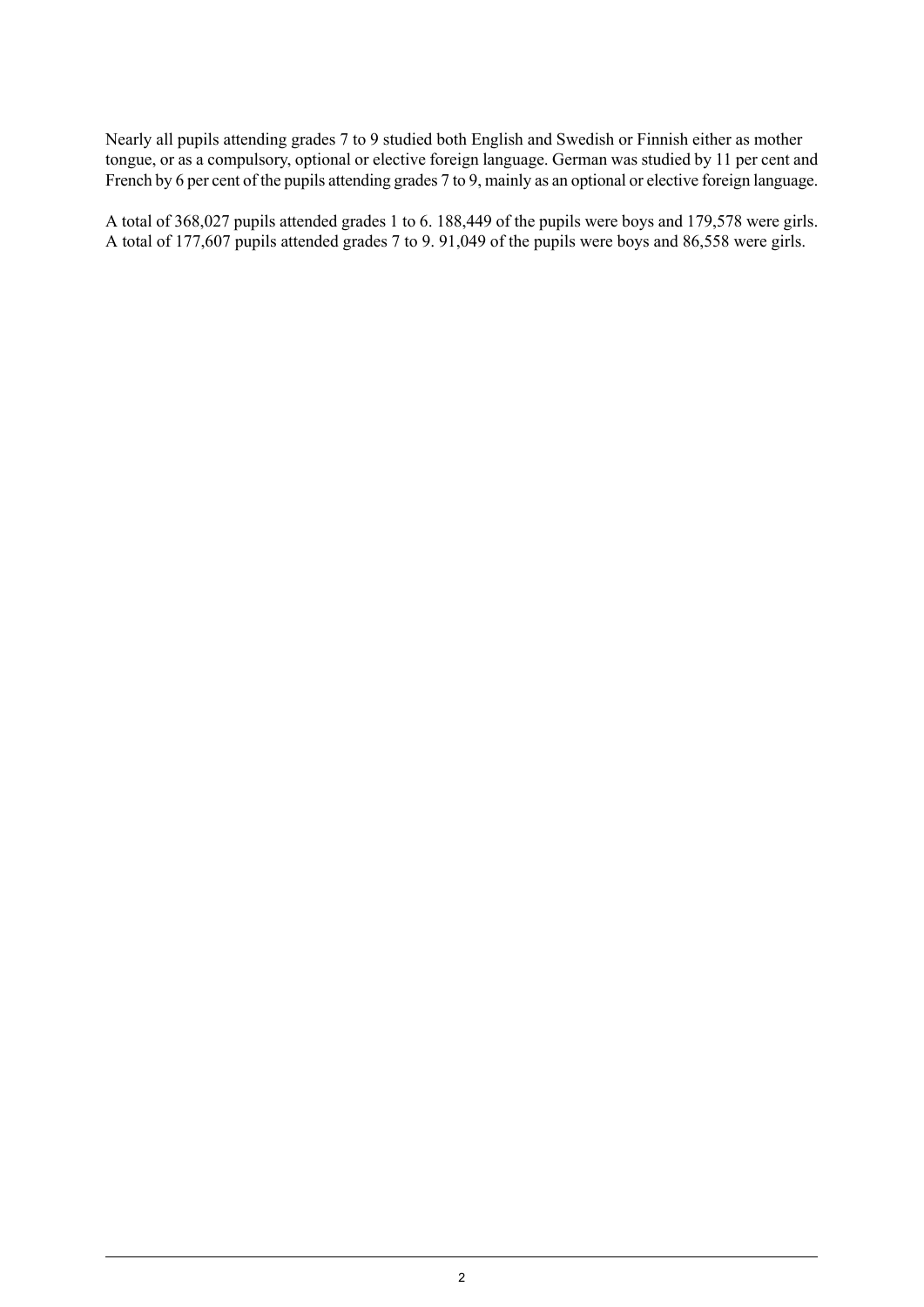Nearly all pupils attending grades 7 to 9 studied both English and Swedish or Finnish either as mother tongue, or as a compulsory, optional or elective foreign language. German was studied by 11 per cent and French by 6 per cent of the pupils attending grades 7 to 9, mainly as an optional or elective foreign language.

A total of 368,027 pupils attended grades 1 to 6. 188,449 of the pupils were boys and 179,578 were girls. A total of 177,607 pupils attended grades 7 to 9. 91,049 of the pupils were boys and 86,558 were girls.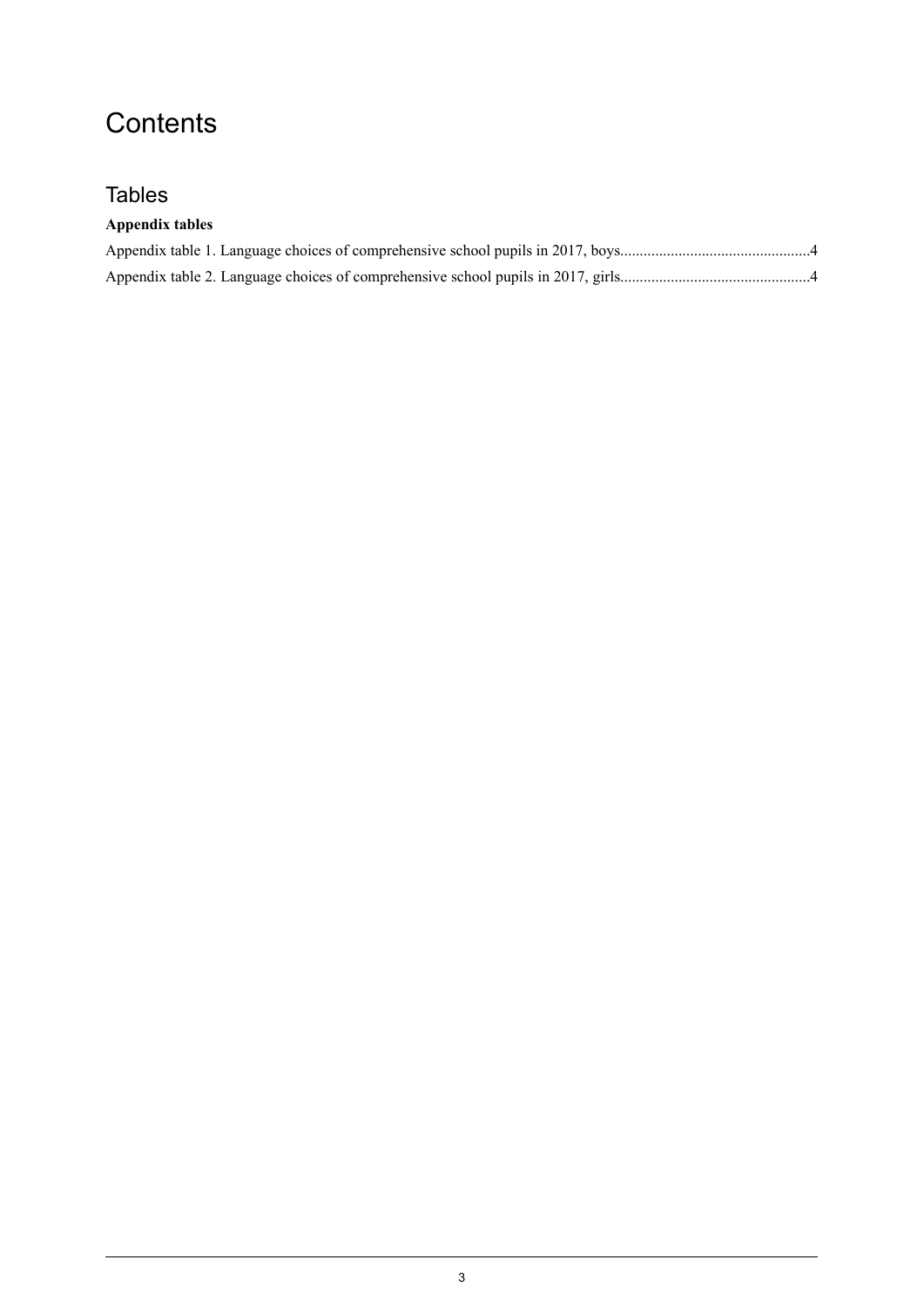# Contents

## Tables

**Appendix tables**

Appendix table 1. Language choices of comprehensive school pupils in 2017, boys................................................4

Appendix table 2. Language choices of comprehensive school pupils in 2017, girls................................................4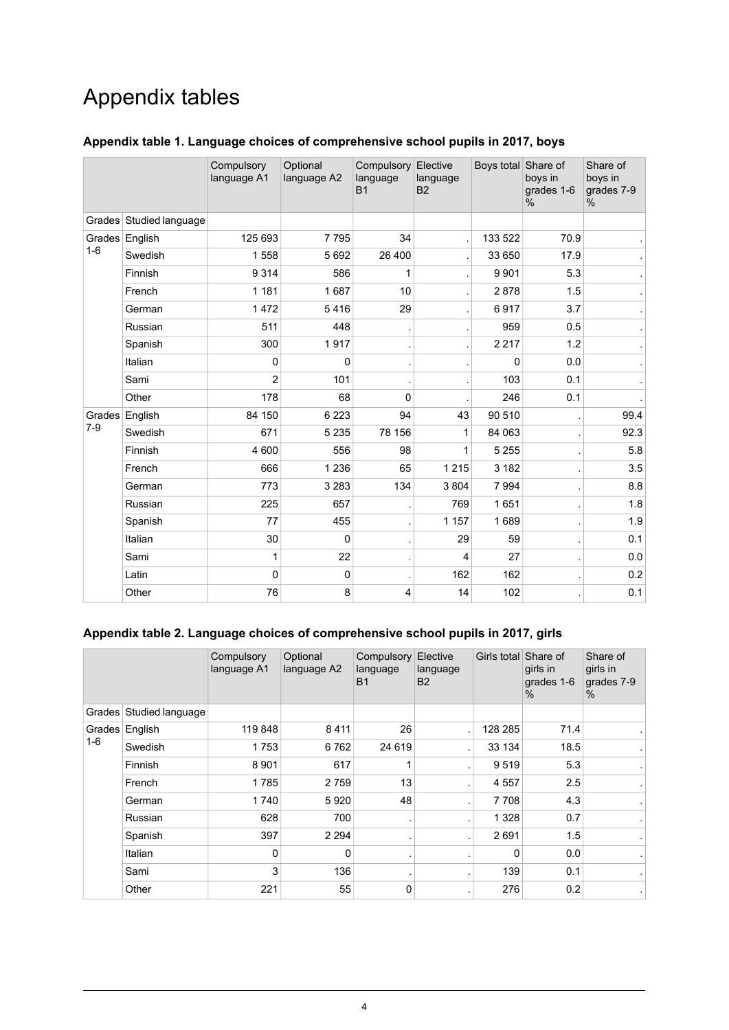# Appendix tables

### Appendix table 1. Language choices of comprehensive school pupils in 2017, boys

| | | Compulsory language A1 | Optional language A2 | Compulsory language B1 | Elective language B2 | Boys total | Share of boys in grades 1-6 % | Share of boys in grades 7-9 % |
|---|---|---|---|---|---|---|---|---|
| Grades | Studied language | | | | | | | |
| Grades 1-6 | English | 125 693 | 7 795 | 34 | . | 133 522 | 70.9 | . |
| | Swedish | 1 558 | 5 692 | 26 400 | . | 33 650 | 17.9 | . |
| | Finnish | 9 314 | 586 | 1 | . | 9 901 | 5.3 | . |
| | French | 1 181 | 1 687 | 10 | . | 2 878 | 1.5 | . |
| | German | 1 472 | 5 416 | 29 | . | 6 917 | 3.7 | . |
| | Russian | 511 | 448 | . | . | 959 | 0.5 | . |
| | Spanish | 300 | 1 917 | . | . | 2 217 | 1.2 | . |
| | Italian | 0 | 0 | . | . | 0 | 0.0 | . |
| | Sami | 2 | 101 | . | . | 103 | 0.1 | . |
| | Other | 178 | 68 | 0 | . | 246 | 0.1 | . |
| Grades 7-9 | English | 84 150 | 6 223 | 94 | 43 | 90 510 | . | 99.4 |
| | Swedish | 671 | 5 235 | 78 156 | 1 | 84 063 | . | 92.3 |
| | Finnish | 4 600 | 556 | 98 | 1 | 5 255 | . | 5.8 |
| | French | 666 | 1 236 | 65 | 1 215 | 3 182 | . | 3.5 |
| | German | 773 | 3 283 | 134 | 3 804 | 7 994 | . | 8.8 |
| | Russian | 225 | 657 | . | 769 | 1 651 | . | 1.8 |
| | Spanish | 77 | 455 | . | 1 157 | 1 689 | . | 1.9 |
| | Italian | 30 | 0 | . | 29 | 59 | . | 0.1 |
| | Sami | 1 | 22 | . | 4 | 27 | . | 0.0 |
| | Latin | 0 | 0 | . | 162 | 162 | . | 0.2 |
| | Other | 76 | 8 | 4 | 14 | 102 | . | 0.1 |

### Appendix table 2. Language choices of comprehensive school pupils in 2017, girls

| | | Compulsory language A1 | Optional language A2 | Compulsory language B1 | Elective language B2 | Girls total | Share of girls in grades 1-6 % | Share of girls in grades 7-9 % |
|---|---|---|---|---|---|---|---|---|
| Grades | Studied language | | | | | | | |
| Grades 1-6 | English | 119 848 | 8 411 | 26 | . | 128 285 | 71.4 | . |
| | Swedish | 1 753 | 6 762 | 24 619 | . | 33 134 | 18.5 | . |
| | Finnish | 8 901 | 617 | 1 | . | 9 519 | 5.3 | . |
| | French | 1 785 | 2 759 | 13 | . | 4 557 | 2.5 | . |
| | German | 1 740 | 5 920 | 48 | . | 7 708 | 4.3 | . |
| | Russian | 628 | 700 | . | . | 1 328 | 0.7 | . |
| | Spanish | 397 | 2 294 | . | . | 2 691 | 1.5 | . |
| | Italian | 0 | 0 | . | . | 0 | 0.0 | . |
| | Sami | 3 | 136 | . | . | 139 | 0.1 | . |
| | Other | 221 | 55 | 0 | . | 276 | 0.2 | . |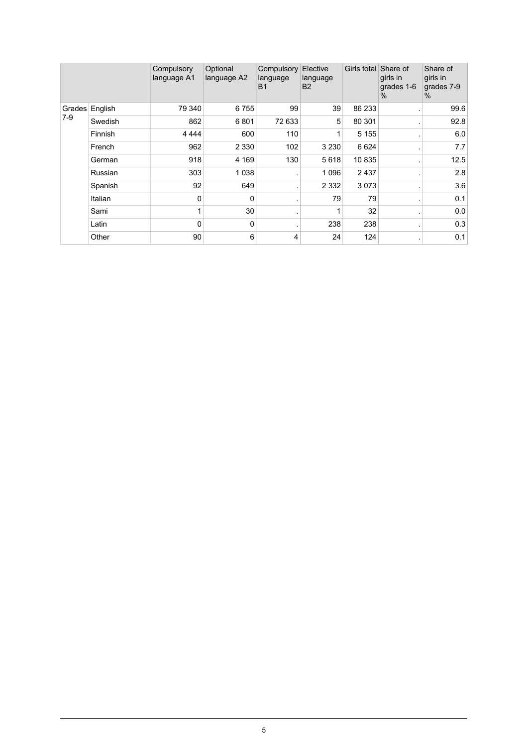| | | Compulsory language A1 | Optional language A2 | Compulsory language B1 | Elective language B2 | Girls total | Share of girls in grades 1-6 % | Share of girls in grades 7-9 % |
|---|---|---|---|---|---|---|---|---|
| Grades 7-9 | English | 79 340 | 6 755 | 99 | 39 | 86 233 | . | 99.6 |
| | Swedish | 862 | 6 801 | 72 633 | 5 | 80 301 | . | 92.8 |
| | Finnish | 4 444 | 600 | 110 | 1 | 5 155 | . | 6.0 |
| | French | 962 | 2 330 | 102 | 3 230 | 6 624 | . | 7.7 |
| | German | 918 | 4 169 | 130 | 5 618 | 10 835 | . | 12.5 |
| | Russian | 303 | 1 038 | . | 1 096 | 2 437 | . | 2.8 |
| | Spanish | 92 | 649 | . | 2 332 | 3 073 | . | 3.6 |
| | Italian | 0 | 0 | . | 79 | 79 | . | 0.1 |
| | Sami | 1 | 30 | . | 1 | 32 | . | 0.0 |
| | Latin | 0 | 0 | . | 238 | 238 | . | 0.3 |
| | Other | 90 | 6 | 4 | 24 | 124 | . | 0.1 |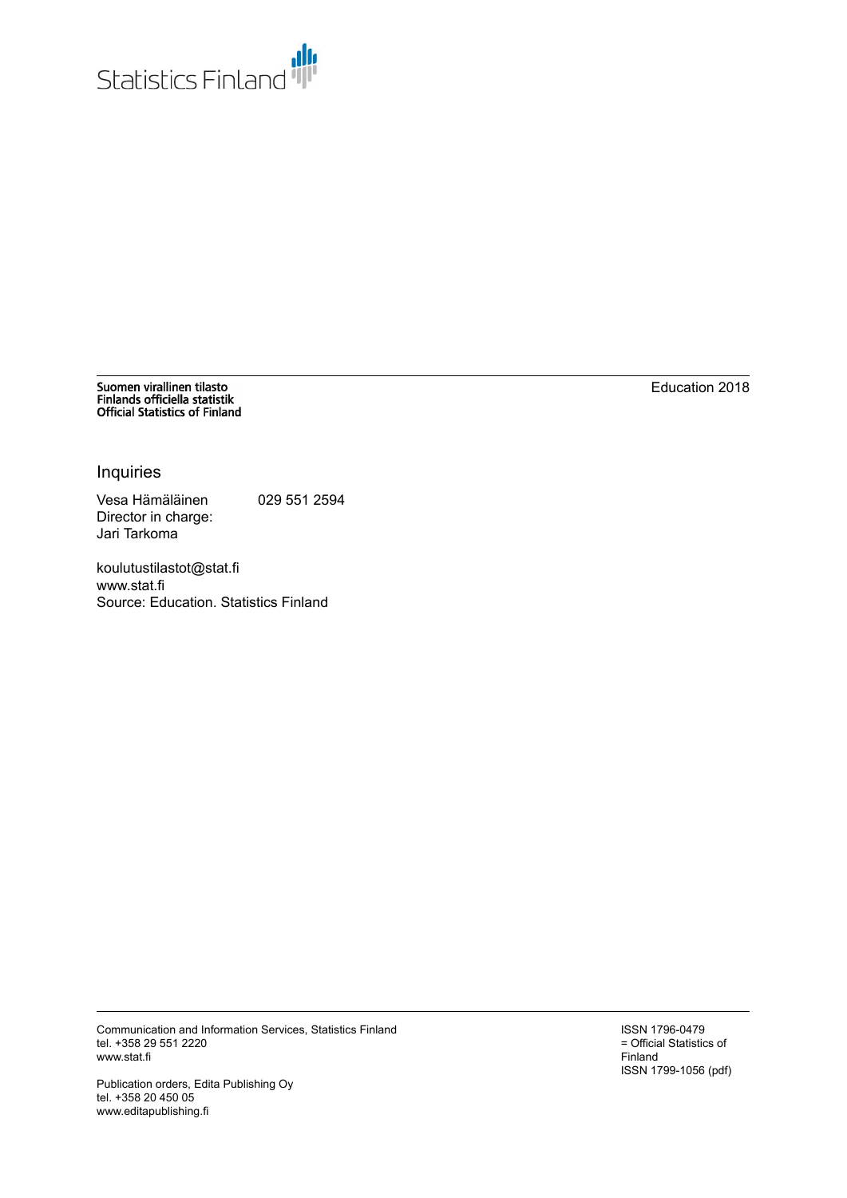Statistics Finland

Suomen virallinen tilasto
Finlands officiella statistik
Official Statistics of Finland

Education 2018

## Inquiries

Vesa Hämäläinen 029 551 2594
Director in charge:
Jari Tarkoma

koulutustilastot@stat.fi
www.stat.fi
Source: Education. Statistics Finland

Communication and Information Services, Statistics Finland
tel. +358 29 551 2220
www.stat.fi

Publication orders, Edita Publishing Oy
tel. +358 20 450 05
www.editapublishing.fi

ISSN 1796-0479
= Official Statistics of Finland
ISSN 1799-1056 (pdf)